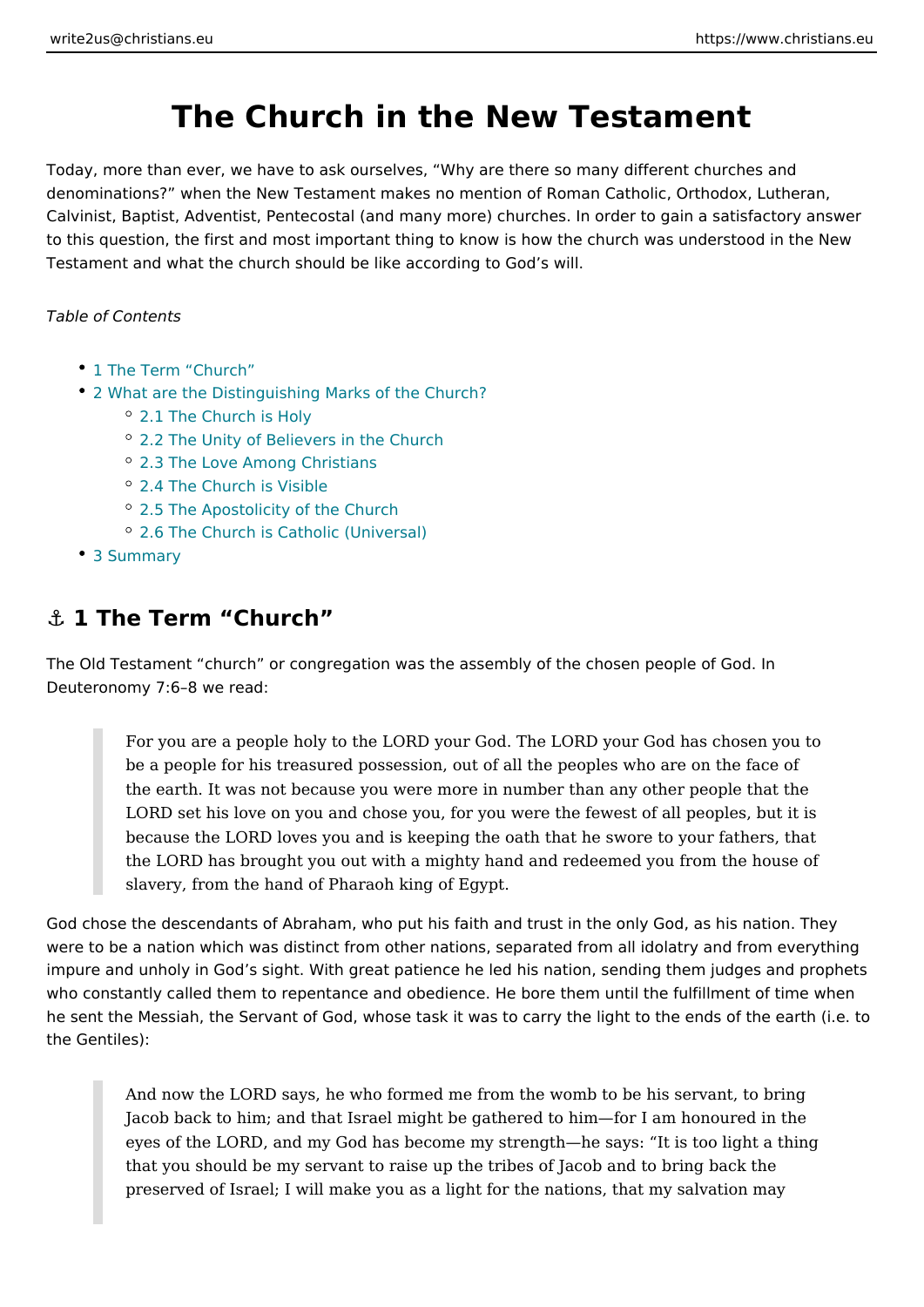# The Church in the New Testament

Today, more than ever, we have to ask ourselves, "Why are there so many different churches and denominations?" when the New Testament makes no mention of Roman Catholic, Orthodox, Lutheran, Calvinist, Baptist, Adventist, Pentecostal (and many more) churches. In order to gain a satisfactory answer to this question, the first and most important thing to know is how the church was understood in the New Testament and what the church should be like according to God's will.

*Table of Contents*

- 1 The Term "Church"
- 2 What are the Distinguishing Marks of the Church?
  - 2.1 The Church is Holy
  - 2.2 The Unity of Believers in the Church
  - 2.3 The Love Among Christians
  - 2.4 The Church is Visible
  - 2.5 The Apostolicity of the Church
  - 2.6 The Church is Catholic (Universal)
- 3 Summary

## ⚓ 1 The Term "Church"

The Old Testament "church" or congregation was the assembly of the chosen people of God. In Deuteronomy 7:6–8 we read:

> For you are a people holy to the LORD your God. The LORD your God has chosen you to be a people for his treasured possession, out of all the peoples who are on the face of the earth. It was not because you were more in number than any other people that the LORD set his love on you and chose you, for you were the fewest of all peoples, but it is because the LORD loves you and is keeping the oath that he swore to your fathers, that the LORD has brought you out with a mighty hand and redeemed you from the house of slavery, from the hand of Pharaoh king of Egypt.

God chose the descendants of Abraham, who put his faith and trust in the only God, as his nation. They were to be a nation which was distinct from other nations, separated from all idolatry and from everything impure and unholy in God's sight. With great patience he led his nation, sending them judges and prophets who constantly called them to repentance and obedience. He bore them until the fulfillment of time when he sent the Messiah, the Servant of God, whose task it was to carry the light to the ends of the earth (i.e. to the Gentiles):

> And now the LORD says, he who formed me from the womb to be his servant, to bring Jacob back to him; and that Israel might be gathered to him—for I am honoured in the eyes of the LORD, and my God has become my strength—he says: "It is too light a thing that you should be my servant to raise up the tribes of Jacob and to bring back the preserved of Israel; I will make you as a light for the nations, that my salvation may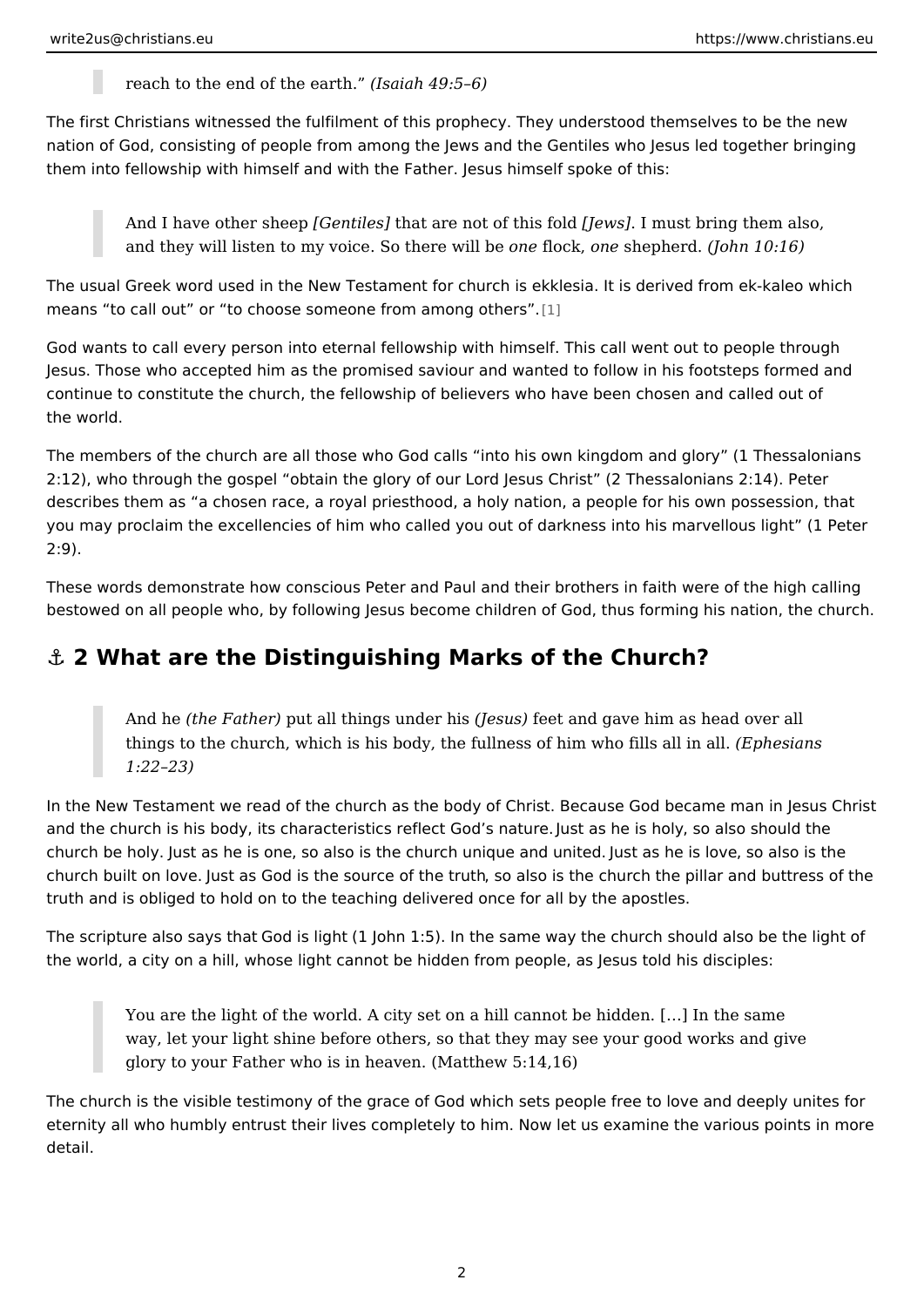> reach to the end of the earth.” *(Isaiah 49:5–6)*

The first Christians witnessed the fulfilment of this prophecy. They understood themselves to be the new nation of God, consisting of people from among the Jews and the Gentiles who Jesus led together bringing them into fellowship with himself and with the Father. Jesus himself spoke of this:

> And I have other sheep *[Gentiles]* that are not of this fold *[Jews]*. I must bring them also, and they will listen to my voice. So there will be *one* flock, *one* shepherd. *(John 10:16)*

The usual Greek word used in the New Testament for church is ekklesia. It is derived from ek-kaleo which means “to call out” or “to choose someone from among others”.[1]

God wants to call every person into eternal fellowship with himself. This call went out to people through Jesus. Those who accepted him as the promised saviour and wanted to follow in his footsteps formed and continue to constitute the church, the fellowship of believers who have been chosen and called out of the world.

The members of the church are all those who God calls “into his own kingdom and glory” (1 Thessalonians 2:12), who through the gospel “obtain the glory of our Lord Jesus Christ” (2 Thessalonians 2:14). Peter describes them as “a chosen race, a royal priesthood, a holy nation, a people for his own possession, that you may proclaim the excellencies of him who called you out of darkness into his marvellous light” (1 Peter 2:9).

These words demonstrate how conscious Peter and Paul and their brothers in faith were of the high calling bestowed on all people who, by following Jesus become children of God, thus forming his nation, the church.

## ⚓ 2 What are the Distinguishing Marks of the Church?

> And he *(the Father)* put all things under his *(Jesus)* feet and gave him as head over all things to the church, which is his body, the fullness of him who fills all in all. *(Ephesians 1:22–23)*

In the New Testament we read of the church as the body of Christ. Because God became man in Jesus Christ and the church is his body, its characteristics reflect God’s nature. Just as he is holy, so also should the church be holy. Just as he is one, so also is the church unique and united. Just as he is love, so also is the church built on love. Just as God is the source of the truth, so also is the church the pillar and buttress of the truth and is obliged to hold on to the teaching delivered once for all by the apostles.

The scripture also says that God is light (1 John 1:5). In the same way the church should also be the light of the world, a city on a hill, whose light cannot be hidden from people, as Jesus told his disciples:

> You are the light of the world. A city set on a hill cannot be hidden. […] In the same way, let your light shine before others, so that they may see your good works and give glory to your Father who is in heaven. (Matthew 5:14,16)

The church is the visible testimony of the grace of God which sets people free to love and deeply unites for eternity all who humbly entrust their lives completely to him. Now let us examine the various points in more detail.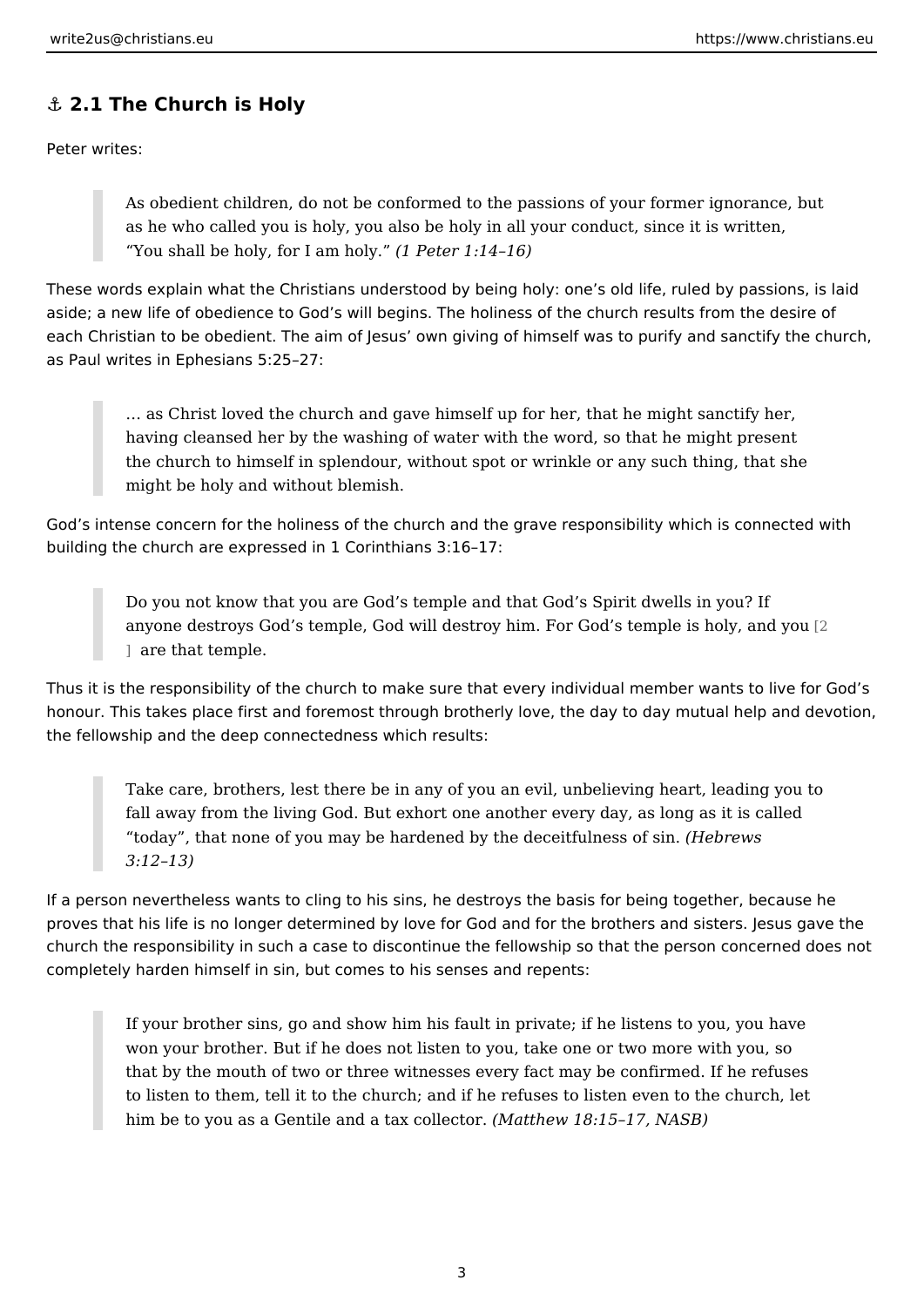## ⚓ 2.1 The Church is Holy

Peter writes:

> As obedient children, do not be conformed to the passions of your former ignorance, but as he who called you is holy, you also be holy in all your conduct, since it is written, "You shall be holy, for I am holy." *(1 Peter 1:14–16)*

These words explain what the Christians understood by being holy: one's old life, ruled by passions, is laid aside; a new life of obedience to God's will begins. The holiness of the church results from the desire of each Christian to be obedient. The aim of Jesus' own giving of himself was to purify and sanctify the church, as Paul writes in Ephesians 5:25–27:

> … as Christ loved the church and gave himself up for her, that he might sanctify her, having cleansed her by the washing of water with the word, so that he might present the church to himself in splendour, without spot or wrinkle or any such thing, that she might be holy and without blemish.

God's intense concern for the holiness of the church and the grave responsibility which is connected with building the church are expressed in 1 Corinthians 3:16–17:

> Do you not know that you are God's temple and that God's Spirit dwells in you? If anyone destroys God's temple, God will destroy him. For God's temple is holy, and you [2] are that temple.

Thus it is the responsibility of the church to make sure that every individual member wants to live for God's honour. This takes place first and foremost through brotherly love, the day to day mutual help and devotion, the fellowship and the deep connectedness which results:

> Take care, brothers, lest there be in any of you an evil, unbelieving heart, leading you to fall away from the living God. But exhort one another every day, as long as it is called "today", that none of you may be hardened by the deceitfulness of sin. *(Hebrews 3:12–13)*

If a person nevertheless wants to cling to his sins, he destroys the basis for being together, because he proves that his life is no longer determined by love for God and for the brothers and sisters. Jesus gave the church the responsibility in such a case to discontinue the fellowship so that the person concerned does not completely harden himself in sin, but comes to his senses and repents:

> If your brother sins, go and show him his fault in private; if he listens to you, you have won your brother. But if he does not listen to you, take one or two more with you, so that by the mouth of two or three witnesses every fact may be confirmed. If he refuses to listen to them, tell it to the church; and if he refuses to listen even to the church, let him be to you as a Gentile and a tax collector. *(Matthew 18:15–17, NASB)*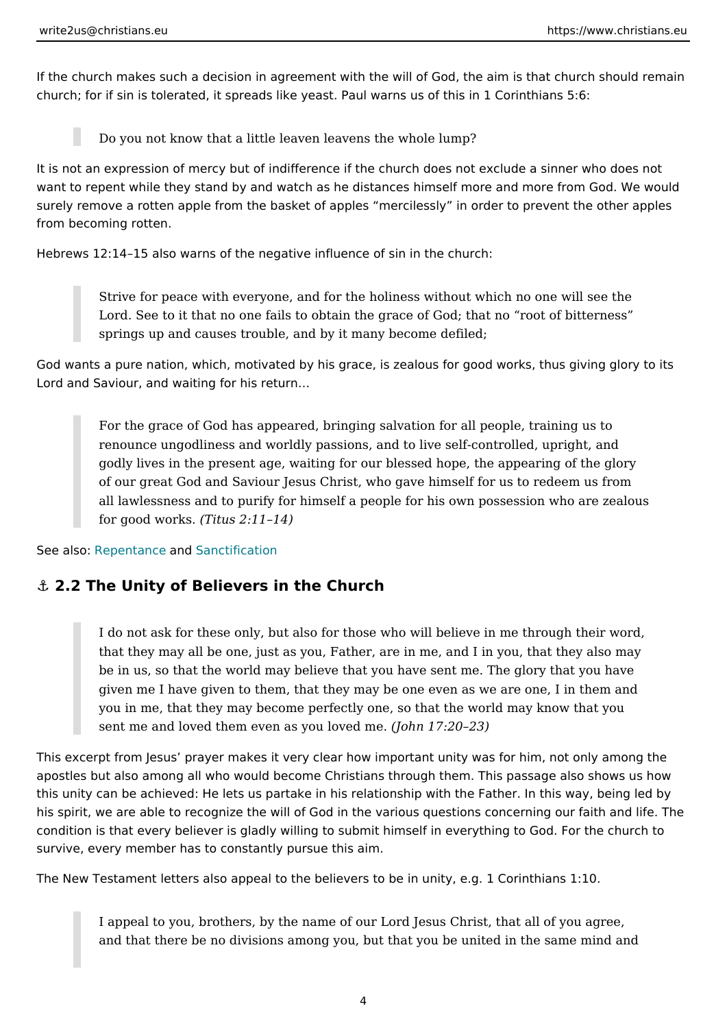If the church makes such a decision in agreement with the will of God, the aim is that church should remain church; for if sin is tolerated, it spreads like yeast. Paul warns us of this in 1 Corinthians 5:6:

> Do you not know that a little leaven leavens the whole lump?

It is not an expression of mercy but of indifference if the church does not exclude a sinner who does not want to repent while they stand by and watch as he distances himself more and more from God. We would surely remove a rotten apple from the basket of apples "mercilessly" in order to prevent the other apples from becoming rotten.

Hebrews 12:14–15 also warns of the negative influence of sin in the church:

> Strive for peace with everyone, and for the holiness without which no one will see the Lord. See to it that no one fails to obtain the grace of God; that no "root of bitterness" springs up and causes trouble, and by it many become defiled;

God wants a pure nation, which, motivated by his grace, is zealous for good works, thus giving glory to its Lord and Saviour, and waiting for his return…

> For the grace of God has appeared, bringing salvation for all people, training us to renounce ungodliness and worldly passions, and to live self-controlled, upright, and godly lives in the present age, waiting for our blessed hope, the appearing of the glory of our great God and Saviour Jesus Christ, who gave himself for us to redeem us from all lawlessness and to purify for himself a people for his own possession who are zealous for good works. *(Titus 2:11–14)*

See also: Repentance and Sanctification

## ⚓ 2.2 The Unity of Believers in the Church

> I do not ask for these only, but also for those who will believe in me through their word, that they may all be one, just as you, Father, are in me, and I in you, that they also may be in us, so that the world may believe that you have sent me. The glory that you have given me I have given to them, that they may be one even as we are one, I in them and you in me, that they may become perfectly one, so that the world may know that you sent me and loved them even as you loved me. *(John 17:20–23)*

This excerpt from Jesus' prayer makes it very clear how important unity was for him, not only among the apostles but also among all who would become Christians through them. This passage also shows us how this unity can be achieved: He lets us partake in his relationship with the Father. In this way, being led by his spirit, we are able to recognize the will of God in the various questions concerning our faith and life. The condition is that every believer is gladly willing to submit himself in everything to God. For the church to survive, every member has to constantly pursue this aim.

The New Testament letters also appeal to the believers to be in unity, e.g. 1 Corinthians 1:10.

> I appeal to you, brothers, by the name of our Lord Jesus Christ, that all of you agree, and that there be no divisions among you, but that you be united in the same mind and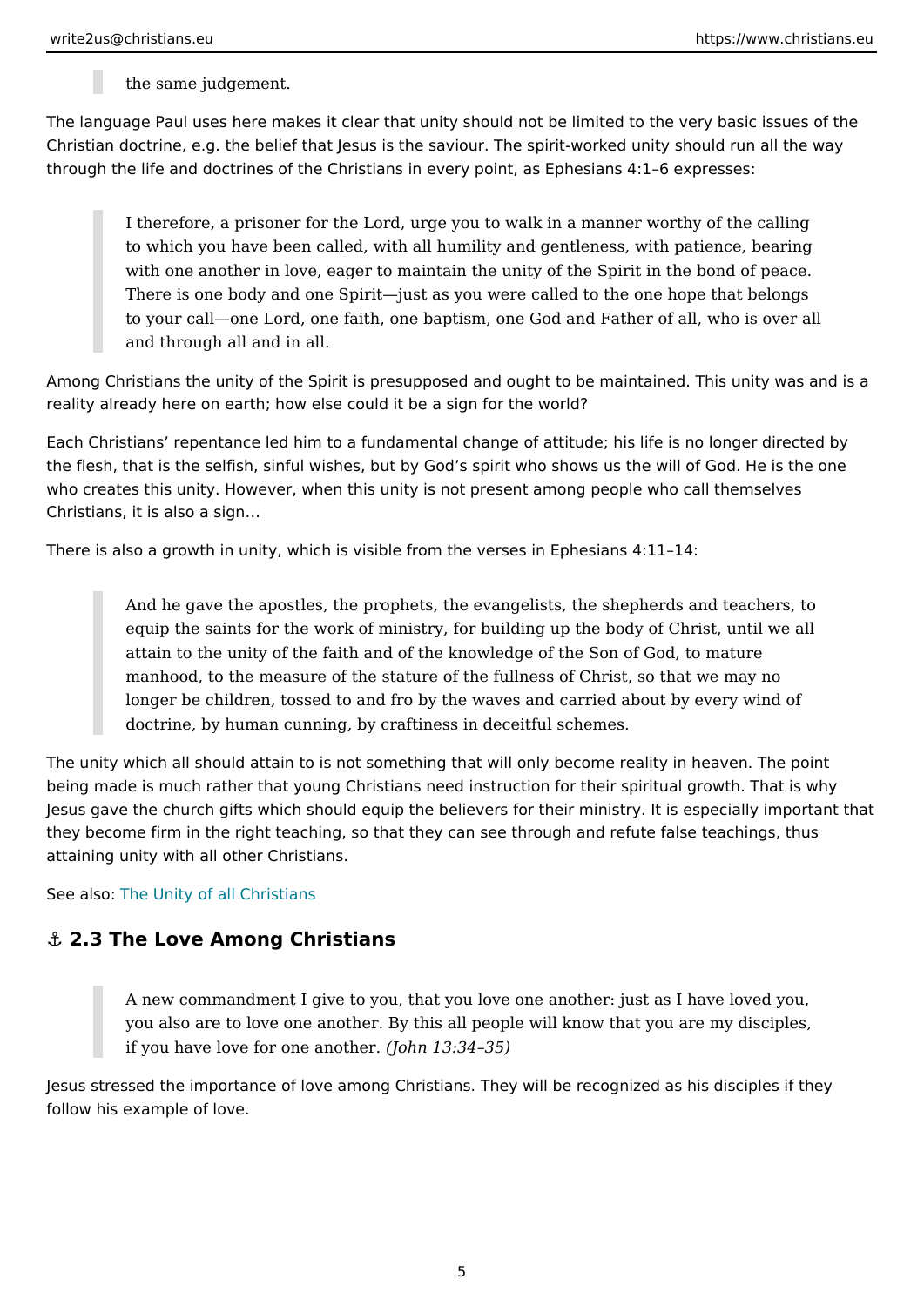> the same judgement.

The language Paul uses here makes it clear that unity should not be limited to the very basic issues of the Christian doctrine, e.g. the belief that Jesus is the saviour. The spirit-worked unity should run all the way through the life and doctrines of the Christians in every point, as Ephesians 4:1–6 expresses:

> I therefore, a prisoner for the Lord, urge you to walk in a manner worthy of the calling to which you have been called, with all humility and gentleness, with patience, bearing with one another in love, eager to maintain the unity of the Spirit in the bond of peace. There is one body and one Spirit—just as you were called to the one hope that belongs to your call—one Lord, one faith, one baptism, one God and Father of all, who is over all and through all and in all.

Among Christians the unity of the Spirit is presupposed and ought to be maintained. This unity was and is a reality already here on earth; how else could it be a sign for the world?

Each Christians' repentance led him to a fundamental change of attitude; his life is no longer directed by the flesh, that is the selfish, sinful wishes, but by God's spirit who shows us the will of God. He is the one who creates this unity. However, when this unity is not present among people who call themselves Christians, it is also a sign…

There is also a growth in unity, which is visible from the verses in Ephesians 4:11–14:

> And he gave the apostles, the prophets, the evangelists, the shepherds and teachers, to equip the saints for the work of ministry, for building up the body of Christ, until we all attain to the unity of the faith and of the knowledge of the Son of God, to mature manhood, to the measure of the stature of the fullness of Christ, so that we may no longer be children, tossed to and fro by the waves and carried about by every wind of doctrine, by human cunning, by craftiness in deceitful schemes.

The unity which all should attain to is not something that will only become reality in heaven. The point being made is much rather that young Christians need instruction for their spiritual growth. That is why Jesus gave the church gifts which should equip the believers for their ministry. It is especially important that they become firm in the right teaching, so that they can see through and refute false teachings, thus attaining unity with all other Christians.

See also: The Unity of all Christians

## ⚓ 2.3 The Love Among Christians

> A new commandment I give to you, that you love one another: just as I have loved you, you also are to love one another. By this all people will know that you are my disciples, if you have love for one another. *(John 13:34–35)*

Jesus stressed the importance of love among Christians. They will be recognized as his disciples if they follow his example of love.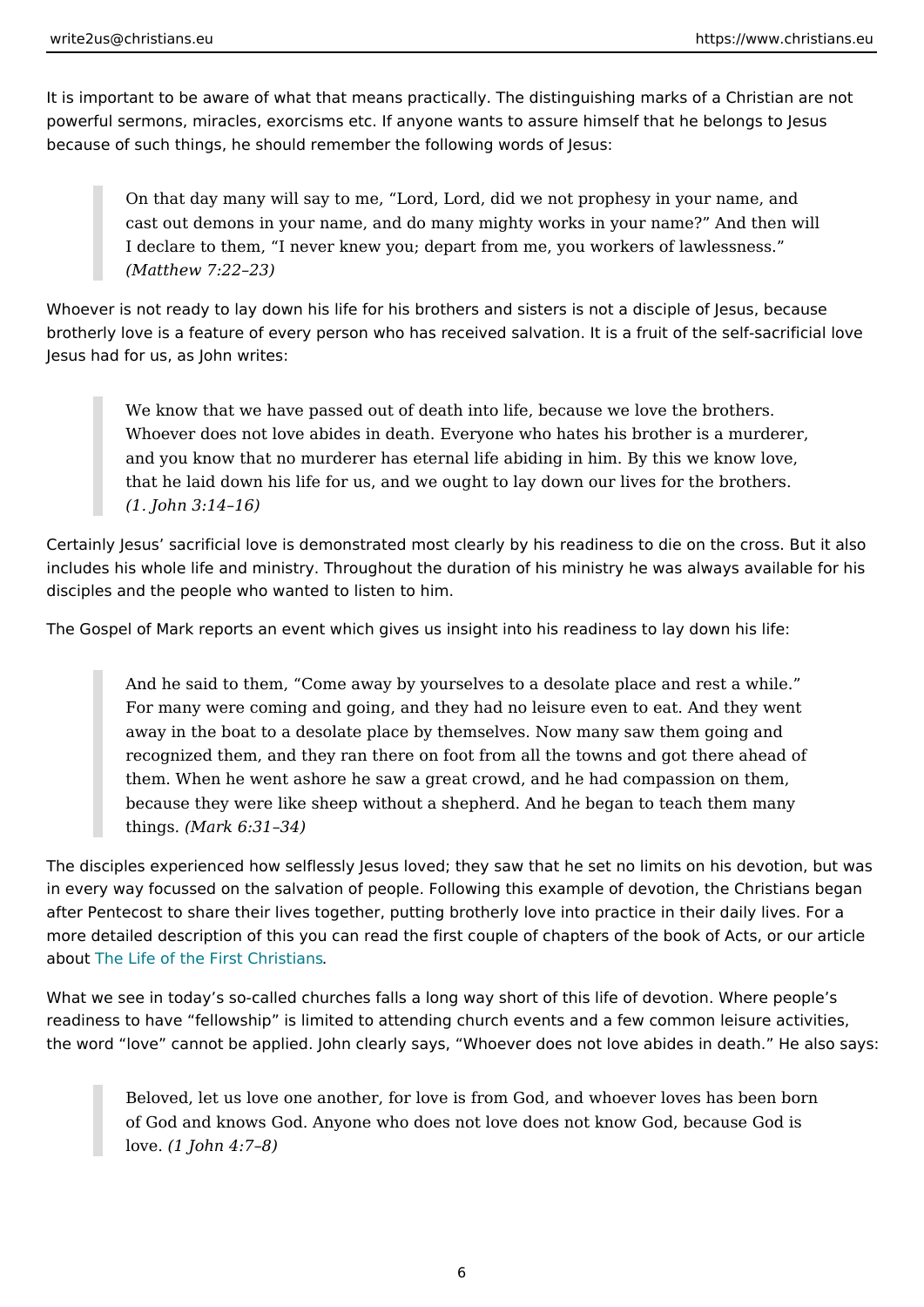It is important to be aware of what that means practically. The distinguishing marks of a Christian are not powerful sermons, miracles, exorcisms etc. If anyone wants to assure himself that he belongs to Jesus because of such things, he should remember the following words of Jesus:

> On that day many will say to me, "Lord, Lord, did we not prophesy in your name, and cast out demons in your name, and do many mighty works in your name?" And then will I declare to them, "I never knew you; depart from me, you workers of lawlessness."
> *(Matthew 7:22–23)*

Whoever is not ready to lay down his life for his brothers and sisters is not a disciple of Jesus, because brotherly love is a feature of every person who has received salvation. It is a fruit of the self-sacrificial love Jesus had for us, as John writes:

> We know that we have passed out of death into life, because we love the brothers. Whoever does not love abides in death. Everyone who hates his brother is a murderer, and you know that no murderer has eternal life abiding in him. By this we know love, that he laid down his life for us, and we ought to lay down our lives for the brothers.
> *(1. John 3:14–16)*

Certainly Jesus' sacrificial love is demonstrated most clearly by his readiness to die on the cross. But it also includes his whole life and ministry. Throughout the duration of his ministry he was always available for his disciples and the people who wanted to listen to him.

The Gospel of Mark reports an event which gives us insight into his readiness to lay down his life:

> And he said to them, "Come away by yourselves to a desolate place and rest a while." For many were coming and going, and they had no leisure even to eat. And they went away in the boat to a desolate place by themselves. Now many saw them going and recognized them, and they ran there on foot from all the towns and got there ahead of them. When he went ashore he saw a great crowd, and he had compassion on them, because they were like sheep without a shepherd. And he began to teach them many things. *(Mark 6:31–34)*

The disciples experienced how selflessly Jesus loved; they saw that he set no limits on his devotion, but was in every way focussed on the salvation of people. Following this example of devotion, the Christians began after Pentecost to share their lives together, putting brotherly love into practice in their daily lives. For a more detailed description of this you can read the first couple of chapters of the book of Acts, or our article about The Life of the First Christians.

What we see in today's so-called churches falls a long way short of this life of devotion. Where people's readiness to have "fellowship" is limited to attending church events and a few common leisure activities, the word "love" cannot be applied. John clearly says, "Whoever does not love abides in death." He also says:

> Beloved, let us love one another, for love is from God, and whoever loves has been born of God and knows God. Anyone who does not love does not know God, because God is love. *(1 John 4:7–8)*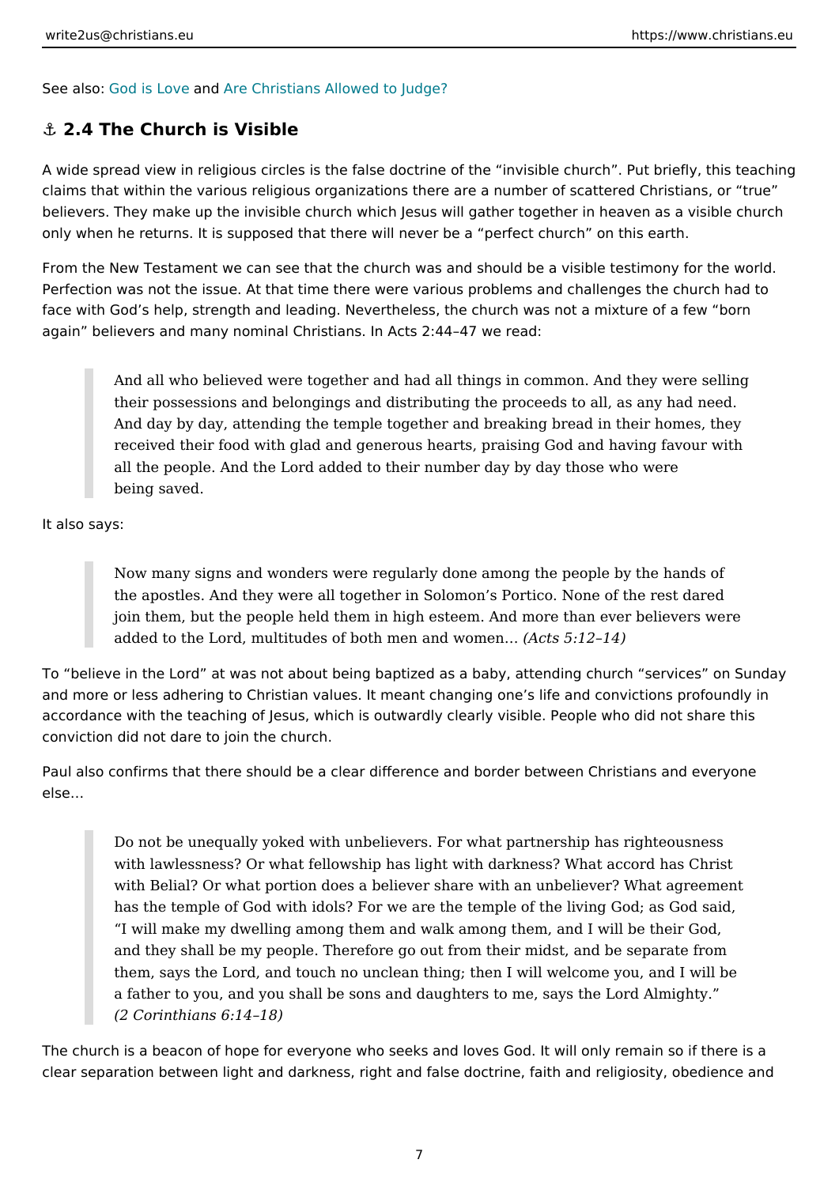See also: God is Love and Are Christians Allowed to Judge?

## ⚓ 2.4 The Church is Visible

A wide spread view in religious circles is the false doctrine of the "invisible church". Put briefly, this teaching claims that within the various religious organizations there are a number of scattered Christians, or "true" believers. They make up the invisible church which Jesus will gather together in heaven as a visible church only when he returns. It is supposed that there will never be a "perfect church" on this earth.

From the New Testament we can see that the church was and should be a visible testimony for the world. Perfection was not the issue. At that time there were various problems and challenges the church had to face with God's help, strength and leading. Nevertheless, the church was not a mixture of a few "born again" believers and many nominal Christians. In Acts 2:44–47 we read:

> And all who believed were together and had all things in common. And they were selling their possessions and belongings and distributing the proceeds to all, as any had need. And day by day, attending the temple together and breaking bread in their homes, they received their food with glad and generous hearts, praising God and having favour with all the people. And the Lord added to their number day by day those who were being saved.

It also says:

> Now many signs and wonders were regularly done among the people by the hands of the apostles. And they were all together in Solomon's Portico. None of the rest dared join them, but the people held them in high esteem. And more than ever believers were added to the Lord, multitudes of both men and women… *(Acts 5:12–14)*

To "believe in the Lord" at was not about being baptized as a baby, attending church "services" on Sunday and more or less adhering to Christian values. It meant changing one's life and convictions profoundly in accordance with the teaching of Jesus, which is outwardly clearly visible. People who did not share this conviction did not dare to join the church.

Paul also confirms that there should be a clear difference and border between Christians and everyone else…

> Do not be unequally yoked with unbelievers. For what partnership has righteousness with lawlessness? Or what fellowship has light with darkness? What accord has Christ with Belial? Or what portion does a believer share with an unbeliever? What agreement has the temple of God with idols? For we are the temple of the living God; as God said, "I will make my dwelling among them and walk among them, and I will be their God, and they shall be my people. Therefore go out from their midst, and be separate from them, says the Lord, and touch no unclean thing; then I will welcome you, and I will be a father to you, and you shall be sons and daughters to me, says the Lord Almighty." *(2 Corinthians 6:14–18)*

The church is a beacon of hope for everyone who seeks and loves God. It will only remain so if there is a clear separation between light and darkness, right and false doctrine, faith and religiosity, obedience and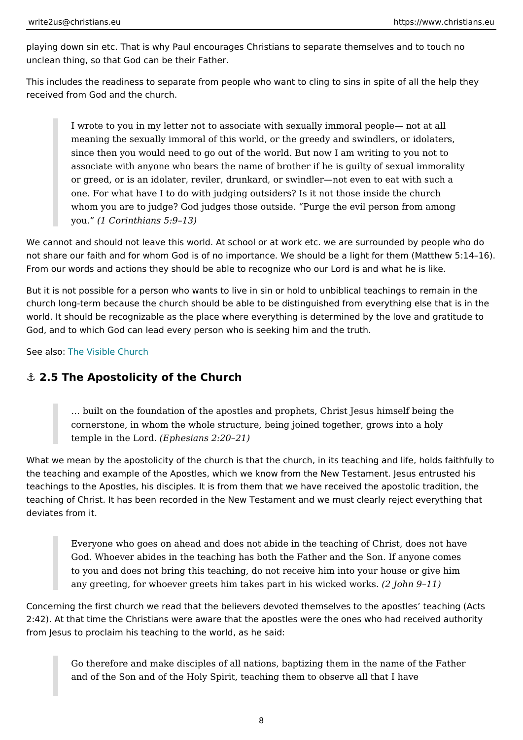playing down sin etc. That is why Paul encourages Christians to separate themselves and to touch no unclean thing, so that God can be their Father.

This includes the readiness to separate from people who want to cling to sins in spite of all the help they received from God and the church.

> I wrote to you in my letter not to associate with sexually immoral people— not at all meaning the sexually immoral of this world, or the greedy and swindlers, or idolaters, since then you would need to go out of the world. But now I am writing to you not to associate with anyone who bears the name of brother if he is guilty of sexual immorality or greed, or is an idolater, reviler, drunkard, or swindler—not even to eat with such a one. For what have I to do with judging outsiders? Is it not those inside the church whom you are to judge? God judges those outside. "Purge the evil person from among you." *(1 Corinthians 5:9–13)*

We cannot and should not leave this world. At school or at work etc. we are surrounded by people who do not share our faith and for whom God is of no importance. We should be a light for them (Matthew 5:14–16). From our words and actions they should be able to recognize who our Lord is and what he is like.

But it is not possible for a person who wants to live in sin or hold to unbiblical teachings to remain in the church long-term because the church should be able to be distinguished from everything else that is in the world. It should be recognizable as the place where everything is determined by the love and gratitude to God, and to which God can lead every person who is seeking him and the truth.

See also: The Visible Church

## ⚓ 2.5 The Apostolicity of the Church

> … built on the foundation of the apostles and prophets, Christ Jesus himself being the cornerstone, in whom the whole structure, being joined together, grows into a holy temple in the Lord. *(Ephesians 2:20–21)*

What we mean by the apostolicity of the church is that the church, in its teaching and life, holds faithfully to the teaching and example of the Apostles, which we know from the New Testament. Jesus entrusted his teachings to the Apostles, his disciples. It is from them that we have received the apostolic tradition, the teaching of Christ. It has been recorded in the New Testament and we must clearly reject everything that deviates from it.

> Everyone who goes on ahead and does not abide in the teaching of Christ, does not have God. Whoever abides in the teaching has both the Father and the Son. If anyone comes to you and does not bring this teaching, do not receive him into your house or give him any greeting, for whoever greets him takes part in his wicked works. *(2 John 9–11)*

Concerning the first church we read that the believers devoted themselves to the apostles' teaching (Acts 2:42). At that time the Christians were aware that the apostles were the ones who had received authority from Jesus to proclaim his teaching to the world, as he said:

> Go therefore and make disciples of all nations, baptizing them in the name of the Father and of the Son and of the Holy Spirit, teaching them to observe all that I have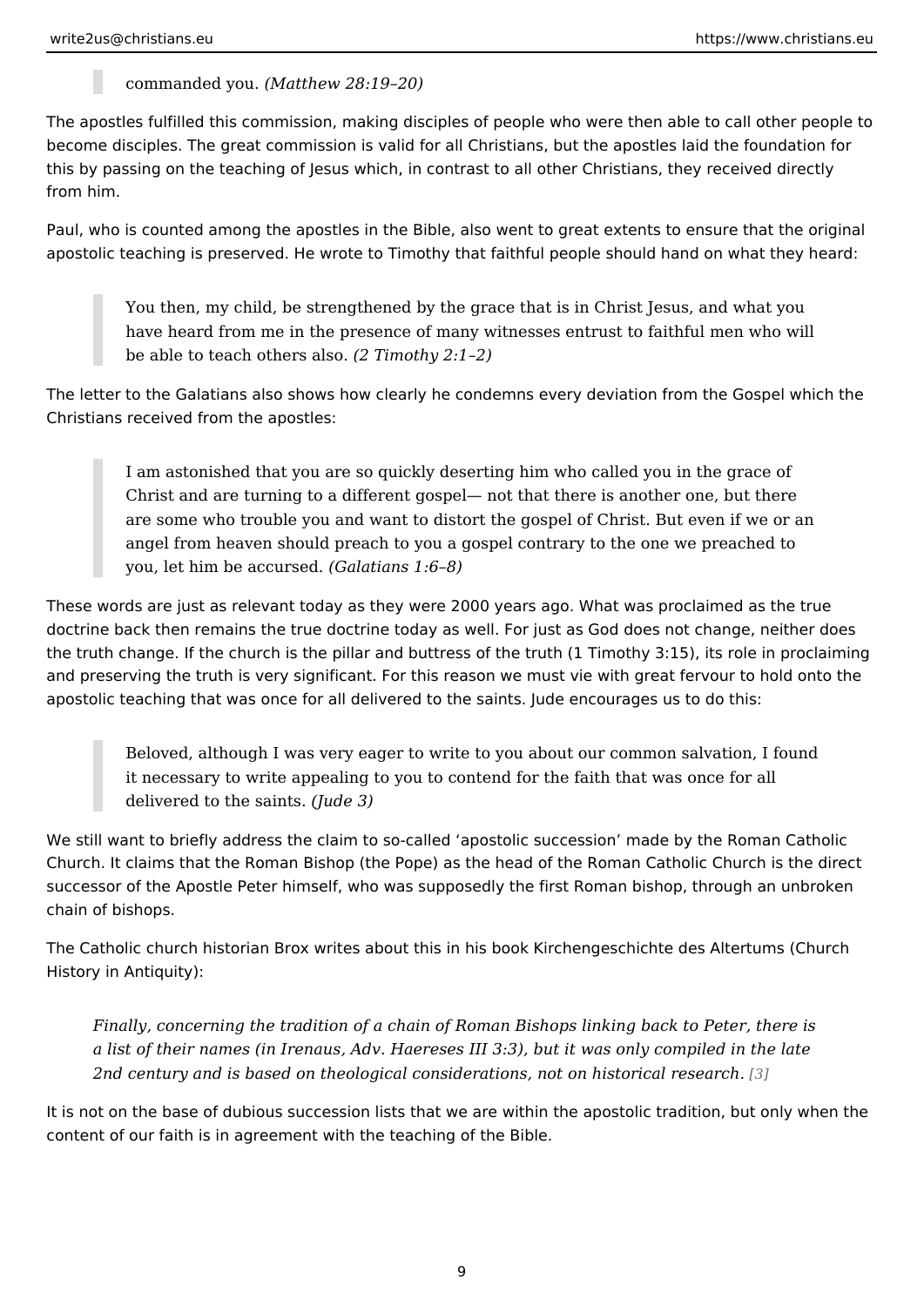> commanded you. *(Matthew 28:19–20)*

The apostles fulfilled this commission, making disciples of people who were then able to call other people to become disciples. The great commission is valid for all Christians, but the apostles laid the foundation for this by passing on the teaching of Jesus which, in contrast to all other Christians, they received directly from him.

Paul, who is counted among the apostles in the Bible, also went to great extents to ensure that the original apostolic teaching is preserved. He wrote to Timothy that faithful people should hand on what they heard:

> You then, my child, be strengthened by the grace that is in Christ Jesus, and what you have heard from me in the presence of many witnesses entrust to faithful men who will be able to teach others also. *(2 Timothy 2:1–2)*

The letter to the Galatians also shows how clearly he condemns every deviation from the Gospel which the Christians received from the apostles:

> I am astonished that you are so quickly deserting him who called you in the grace of Christ and are turning to a different gospel— not that there is another one, but there are some who trouble you and want to distort the gospel of Christ. But even if we or an angel from heaven should preach to you a gospel contrary to the one we preached to you, let him be accursed. *(Galatians 1:6–8)*

These words are just as relevant today as they were 2000 years ago. What was proclaimed as the true doctrine back then remains the true doctrine today as well. For just as God does not change, neither does the truth change. If the church is the pillar and buttress of the truth (1 Timothy 3:15), its role in proclaiming and preserving the truth is very significant. For this reason we must vie with great fervour to hold onto the apostolic teaching that was once for all delivered to the saints. Jude encourages us to do this:

> Beloved, although I was very eager to write to you about our common salvation, I found it necessary to write appealing to you to contend for the faith that was once for all delivered to the saints. *(Jude 3)*

We still want to briefly address the claim to so-called ‘apostolic succession’ made by the Roman Catholic Church. It claims that the Roman Bishop (the Pope) as the head of the Roman Catholic Church is the direct successor of the Apostle Peter himself, who was supposedly the first Roman bishop, through an unbroken chain of bishops.

The Catholic church historian Brox writes about this in his book Kirchengeschichte des Altertums (Church History in Antiquity):

> *Finally, concerning the tradition of a chain of Roman Bishops linking back to Peter, there is a list of their names (in Irenaus, Adv. Haereses III 3:3), but it was only compiled in the late 2nd century and is based on theological considerations, not on historical research.* [3]

It is not on the base of dubious succession lists that we are within the apostolic tradition, but only when the content of our faith is in agreement with the teaching of the Bible.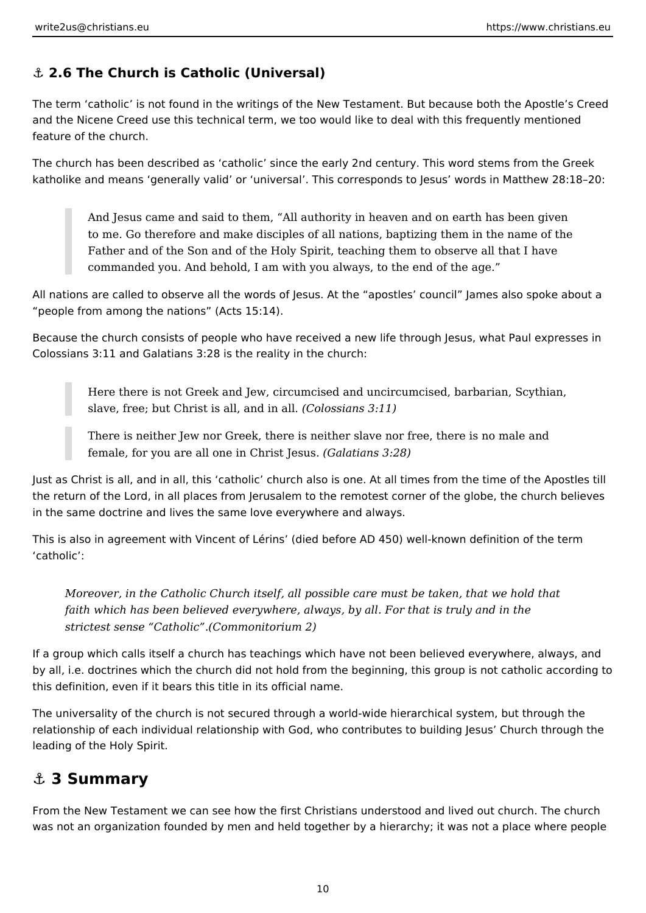## ⚓ 2.6 The Church is Catholic (Universal)

The term 'catholic' is not found in the writings of the New Testament. But because both the Apostle's Creed and the Nicene Creed use this technical term, we too would like to deal with this frequently mentioned feature of the church.

The church has been described as 'catholic' since the early 2nd century. This word stems from the Greek katholike and means 'generally valid' or 'universal'. This corresponds to Jesus' words in Matthew 28:18–20:

> And Jesus came and said to them, "All authority in heaven and on earth has been given to me. Go therefore and make disciples of all nations, baptizing them in the name of the Father and of the Son and of the Holy Spirit, teaching them to observe all that I have commanded you. And behold, I am with you always, to the end of the age."

All nations are called to observe all the words of Jesus. At the "apostles' council" James also spoke about a "people from among the nations" (Acts 15:14).

Because the church consists of people who have received a new life through Jesus, what Paul expresses in Colossians 3:11 and Galatians 3:28 is the reality in the church:

> Here there is not Greek and Jew, circumcised and uncircumcised, barbarian, Scythian, slave, free; but Christ is all, and in all. *(Colossians 3:11)*

> There is neither Jew nor Greek, there is neither slave nor free, there is no male and female, for you are all one in Christ Jesus. *(Galatians 3:28)*

Just as Christ is all, and in all, this 'catholic' church also is one. At all times from the time of the Apostles till the return of the Lord, in all places from Jerusalem to the remotest corner of the globe, the church believes in the same doctrine and lives the same love everywhere and always.

This is also in agreement with Vincent of Lérins' (died before AD 450) well-known definition of the term 'catholic':

*Moreover, in the Catholic Church itself, all possible care must be taken, that we hold that faith which has been believed everywhere, always, by all. For that is truly and in the strictest sense "Catholic".(Commonitorium 2)*

If a group which calls itself a church has teachings which have not been believed everywhere, always, and by all, i.e. doctrines which the church did not hold from the beginning, this group is not catholic according to this definition, even if it bears this title in its official name.

The universality of the church is not secured through a world-wide hierarchical system, but through the relationship of each individual relationship with God, who contributes to building Jesus' Church through the leading of the Holy Spirit.

# ⚓ 3 Summary

From the New Testament we can see how the first Christians understood and lived out church. The church was not an organization founded by men and held together by a hierarchy; it was not a place where people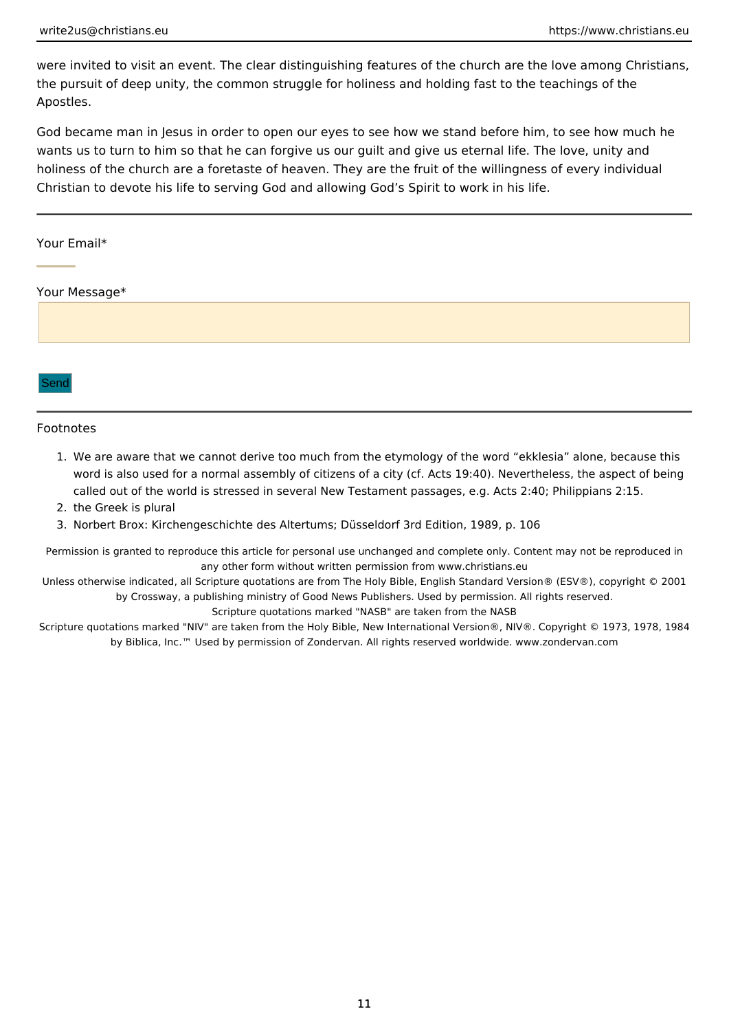were invited to visit an event. The clear distinguishing features of the church are the love among Christians, the pursuit of deep unity, the common struggle for holiness and holding fast to the teachings of the Apostles.

God became man in Jesus in order to open our eyes to see how we stand before him, to see how much he wants us to turn to him so that he can forgive us our guilt and give us eternal life. The love, unity and holiness of the church are a foretaste of heaven. They are the fruit of the willingness of every individual Christian to devote his life to serving God and allowing God's Spirit to work in his life.

---

Your Email*

Your Message*

Send

---

Footnotes

1. We are aware that we cannot derive too much from the etymology of the word "ekklesia" alone, because this word is also used for a normal assembly of citizens of a city (cf. Acts 19:40). Nevertheless, the aspect of being called out of the world is stressed in several New Testament passages, e.g. Acts 2:40; Philippians 2:15.
2. the Greek is plural
3. Norbert Brox: Kirchengeschichte des Altertums; Düsseldorf 3rd Edition, 1989, p. 106

Permission is granted to reproduce this article for personal use unchanged and complete only. Content may not be reproduced in any other form without written permission from www.christians.eu

Unless otherwise indicated, all Scripture quotations are from The Holy Bible, English Standard Version® (ESV®), copyright © 2001 by Crossway, a publishing ministry of Good News Publishers. Used by permission. All rights reserved.

Scripture quotations marked "NASB" are taken from the NASB

Scripture quotations marked "NIV" are taken from the Holy Bible, New International Version®, NIV®. Copyright © 1973, 1978, 1984 by Biblica, Inc.™ Used by permission of Zondervan. All rights reserved worldwide. www.zondervan.com